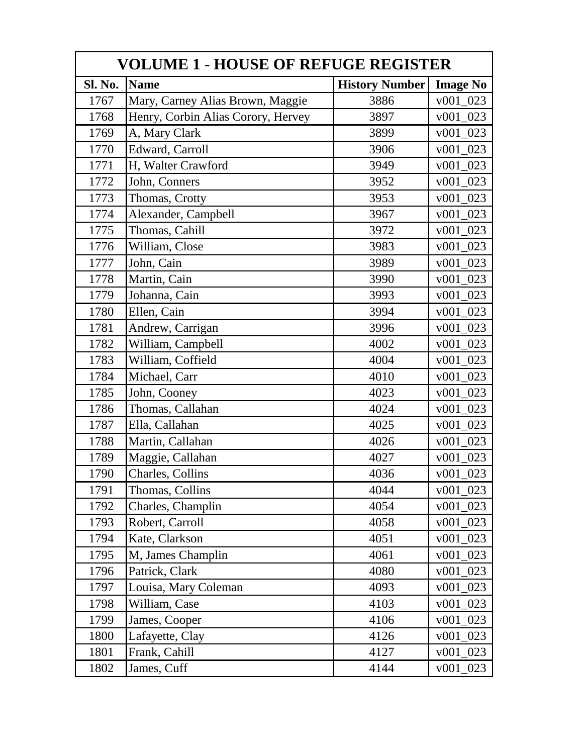| VOLUME 1 - HOUSE OF REFUGE REGISTER | | | |
|---|---|---|---|
| **Sl. No.** | **Name** | **History Number** | **Image No** |
| 1767 | Mary, Carney Alias Brown, Maggie | 3886 | v001_023 |
| 1768 | Henry, Corbin Alias Corory, Hervey | 3897 | v001_023 |
| 1769 | A, Mary Clark | 3899 | v001_023 |
| 1770 | Edward, Carroll | 3906 | v001_023 |
| 1771 | H, Walter Crawford | 3949 | v001_023 |
| 1772 | John, Conners | 3952 | v001_023 |
| 1773 | Thomas, Crotty | 3953 | v001_023 |
| 1774 | Alexander, Campbell | 3967 | v001_023 |
| 1775 | Thomas, Cahill | 3972 | v001_023 |
| 1776 | William, Close | 3983 | v001_023 |
| 1777 | John, Cain | 3989 | v001_023 |
| 1778 | Martin, Cain | 3990 | v001_023 |
| 1779 | Johanna, Cain | 3993 | v001_023 |
| 1780 | Ellen, Cain | 3994 | v001_023 |
| 1781 | Andrew, Carrigan | 3996 | v001_023 |
| 1782 | William, Campbell | 4002 | v001_023 |
| 1783 | William, Coffield | 4004 | v001_023 |
| 1784 | Michael, Carr | 4010 | v001_023 |
| 1785 | John, Cooney | 4023 | v001_023 |
| 1786 | Thomas, Callahan | 4024 | v001_023 |
| 1787 | Ella, Callahan | 4025 | v001_023 |
| 1788 | Martin, Callahan | 4026 | v001_023 |
| 1789 | Maggie, Callahan | 4027 | v001_023 |
| 1790 | Charles, Collins | 4036 | v001_023 |
| 1791 | Thomas, Collins | 4044 | v001_023 |
| 1792 | Charles, Champlin | 4054 | v001_023 |
| 1793 | Robert, Carroll | 4058 | v001_023 |
| 1794 | Kate, Clarkson | 4051 | v001_023 |
| 1795 | M, James Champlin | 4061 | v001_023 |
| 1796 | Patrick, Clark | 4080 | v001_023 |
| 1797 | Louisa, Mary Coleman | 4093 | v001_023 |
| 1798 | William, Case | 4103 | v001_023 |
| 1799 | James, Cooper | 4106 | v001_023 |
| 1800 | Lafayette, Clay | 4126 | v001_023 |
| 1801 | Frank, Cahill | 4127 | v001_023 |
| 1802 | James, Cuff | 4144 | v001_023 |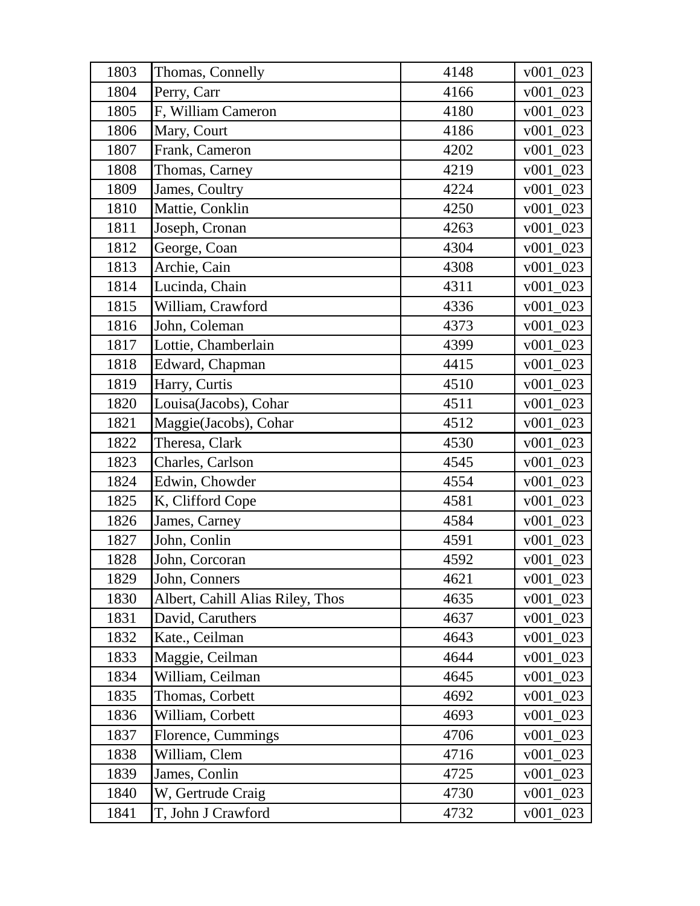| 1803 | Thomas, Connelly | 4148 | v001_023 |
|---|---|---|---|
| 1804 | Perry, Carr | 4166 | v001_023 |
| 1805 | F, William Cameron | 4180 | v001_023 |
| 1806 | Mary, Court | 4186 | v001_023 |
| 1807 | Frank, Cameron | 4202 | v001_023 |
| 1808 | Thomas, Carney | 4219 | v001_023 |
| 1809 | James, Coultry | 4224 | v001_023 |
| 1810 | Mattie, Conklin | 4250 | v001_023 |
| 1811 | Joseph, Cronan | 4263 | v001_023 |
| 1812 | George, Coan | 4304 | v001_023 |
| 1813 | Archie, Cain | 4308 | v001_023 |
| 1814 | Lucinda, Chain | 4311 | v001_023 |
| 1815 | William, Crawford | 4336 | v001_023 |
| 1816 | John, Coleman | 4373 | v001_023 |
| 1817 | Lottie, Chamberlain | 4399 | v001_023 |
| 1818 | Edward, Chapman | 4415 | v001_023 |
| 1819 | Harry, Curtis | 4510 | v001_023 |
| 1820 | Louisa(Jacobs), Cohar | 4511 | v001_023 |
| 1821 | Maggie(Jacobs), Cohar | 4512 | v001_023 |
| 1822 | Theresa, Clark | 4530 | v001_023 |
| 1823 | Charles, Carlson | 4545 | v001_023 |
| 1824 | Edwin, Chowder | 4554 | v001_023 |
| 1825 | K, Clifford Cope | 4581 | v001_023 |
| 1826 | James, Carney | 4584 | v001_023 |
| 1827 | John, Conlin | 4591 | v001_023 |
| 1828 | John, Corcoran | 4592 | v001_023 |
| 1829 | John, Conners | 4621 | v001_023 |
| 1830 | Albert, Cahill Alias Riley, Thos | 4635 | v001_023 |
| 1831 | David, Caruthers | 4637 | v001_023 |
| 1832 | Kate., Ceilman | 4643 | v001_023 |
| 1833 | Maggie, Ceilman | 4644 | v001_023 |
| 1834 | William, Ceilman | 4645 | v001_023 |
| 1835 | Thomas, Corbett | 4692 | v001_023 |
| 1836 | William, Corbett | 4693 | v001_023 |
| 1837 | Florence, Cummings | 4706 | v001_023 |
| 1838 | William, Clem | 4716 | v001_023 |
| 1839 | James, Conlin | 4725 | v001_023 |
| 1840 | W, Gertrude Craig | 4730 | v001_023 |
| 1841 | T, John J Crawford | 4732 | v001_023 |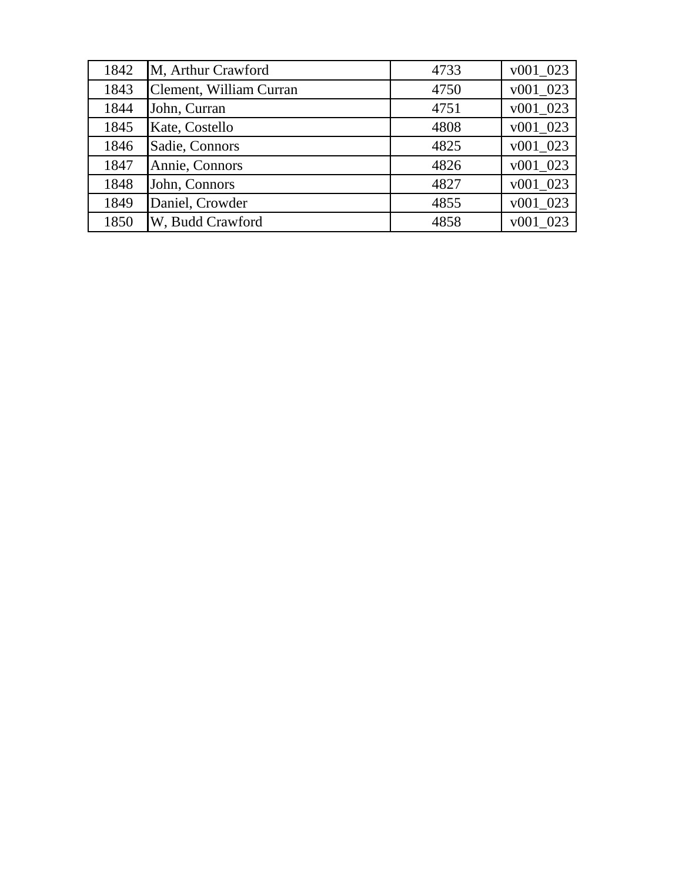| | | | |
|---|---|---|---|
| 1842 | M, Arthur Crawford | 4733 | v001_023 |
| 1843 | Clement, William Curran | 4750 | v001_023 |
| 1844 | John, Curran | 4751 | v001_023 |
| 1845 | Kate, Costello | 4808 | v001_023 |
| 1846 | Sadie, Connors | 4825 | v001_023 |
| 1847 | Annie, Connors | 4826 | v001_023 |
| 1848 | John, Connors | 4827 | v001_023 |
| 1849 | Daniel, Crowder | 4855 | v001_023 |
| 1850 | W, Budd Crawford | 4858 | v001_023 |